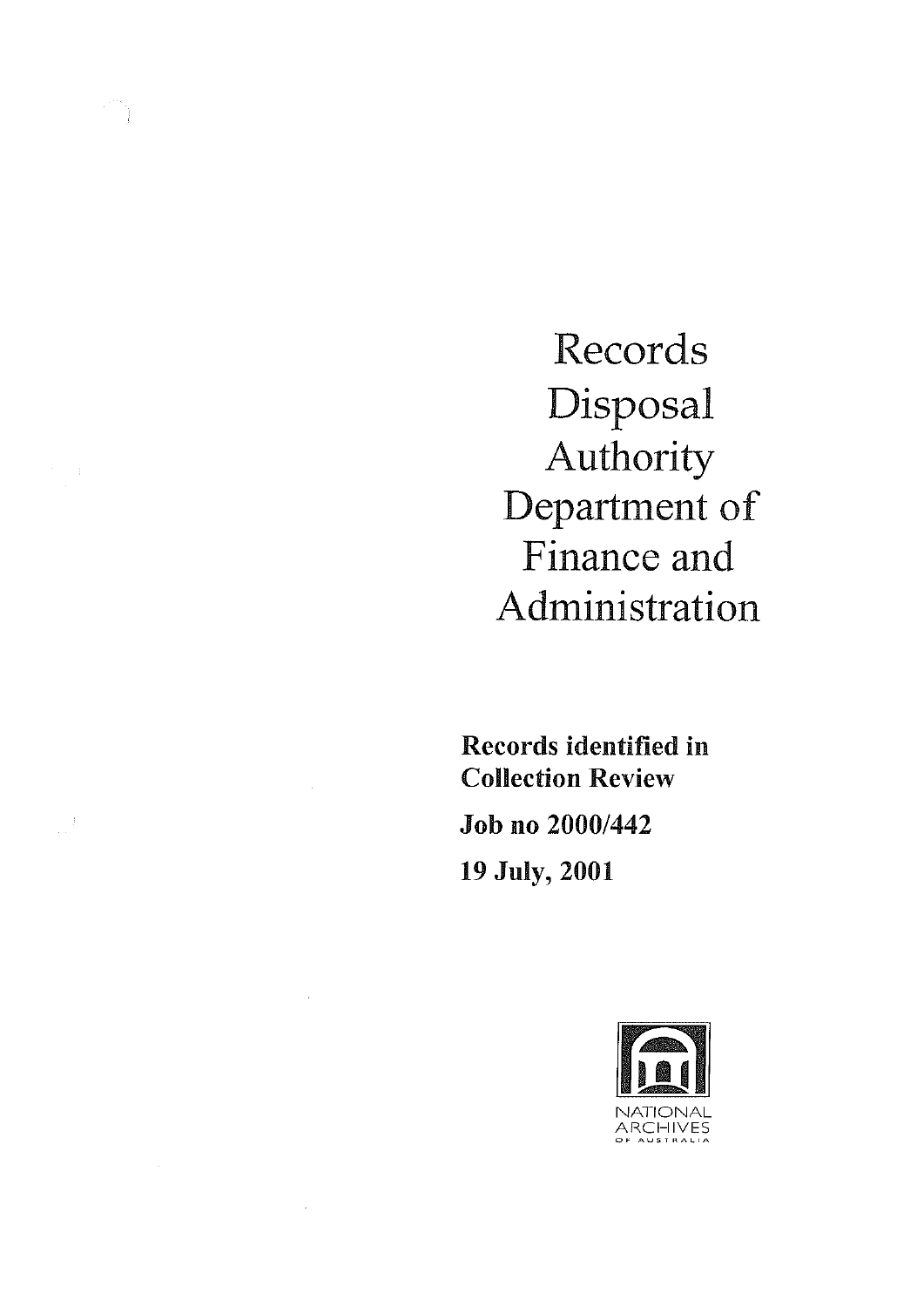# Records Disposal Authority Department of Finance and Administration

**Records identified in Collection Review**

**Job no 2000/442**

**19 July, 2001**

NATIONAL ARCHIVES OF AUSTRALIA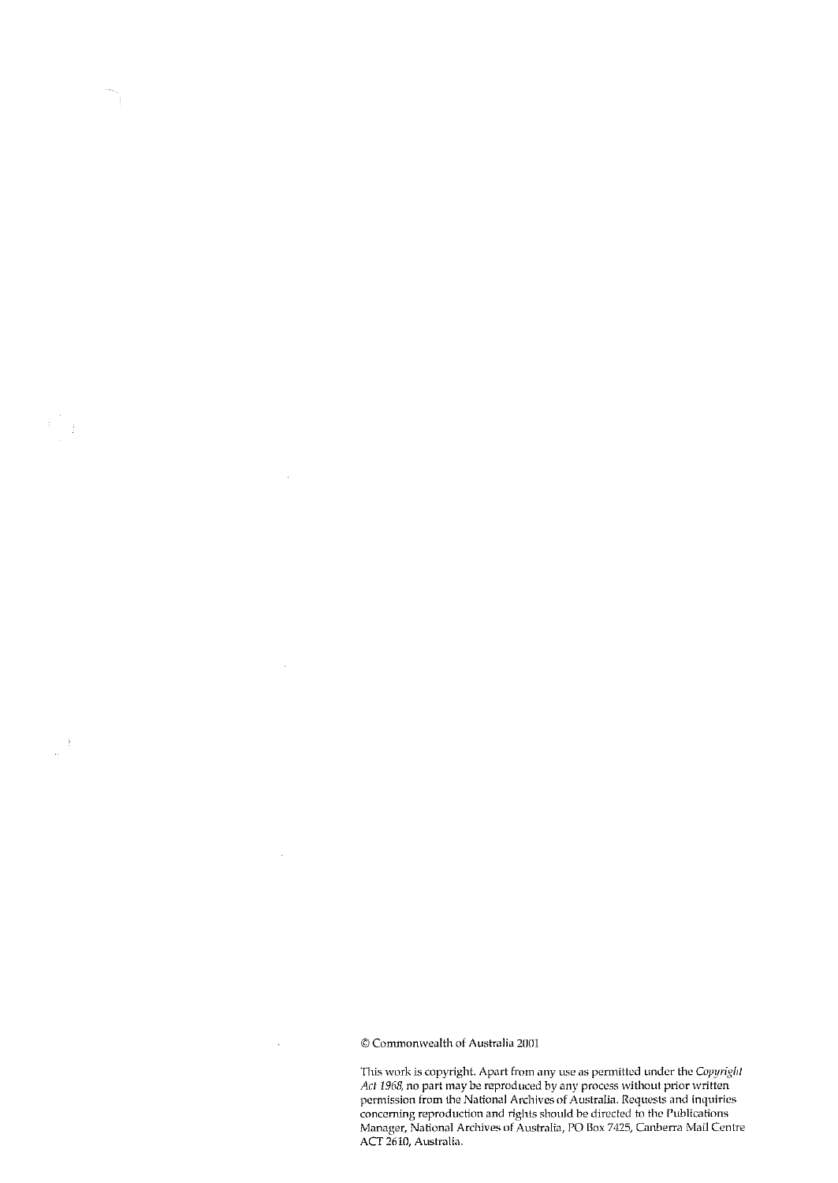© Commonwealth of Australia 2001

This work is copyright. Apart from any use as permitted under the *Copyright Act 1968*, no part may be reproduced by any process without prior written permission from the National Archives of Australia. Requests and inquiries concerning reproduction and rights should be directed to the Publications Manager, National Archives of Australia, PO Box 7425, Canberra Mail Centre ACT 2610, Australia.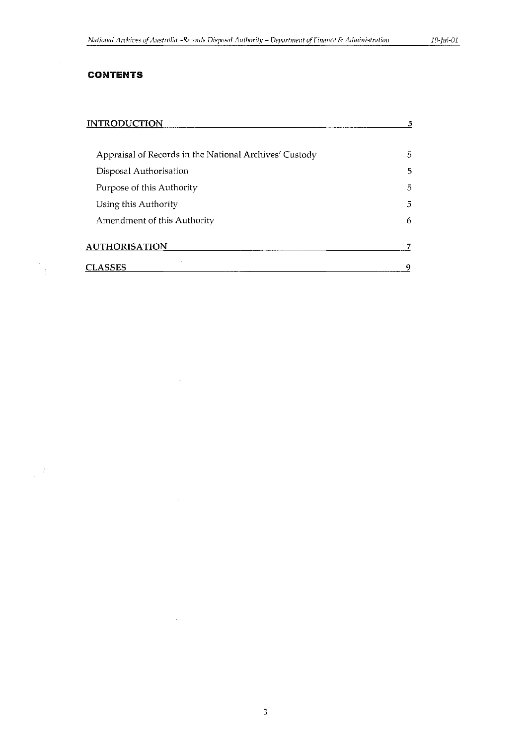# CONTENTS

| | |
|---|---|
| **INTRODUCTION** | **5** |
| Appraisal of Records in the National Archives' Custody | 5 |
| Disposal Authorisation | 5 |
| Purpose of this Authority | 5 |
| Using this Authority | 5 |
| Amendment of this Authority | 6 |
| **AUTHORISATION** | **7** |
| **CLASSES** | **9** |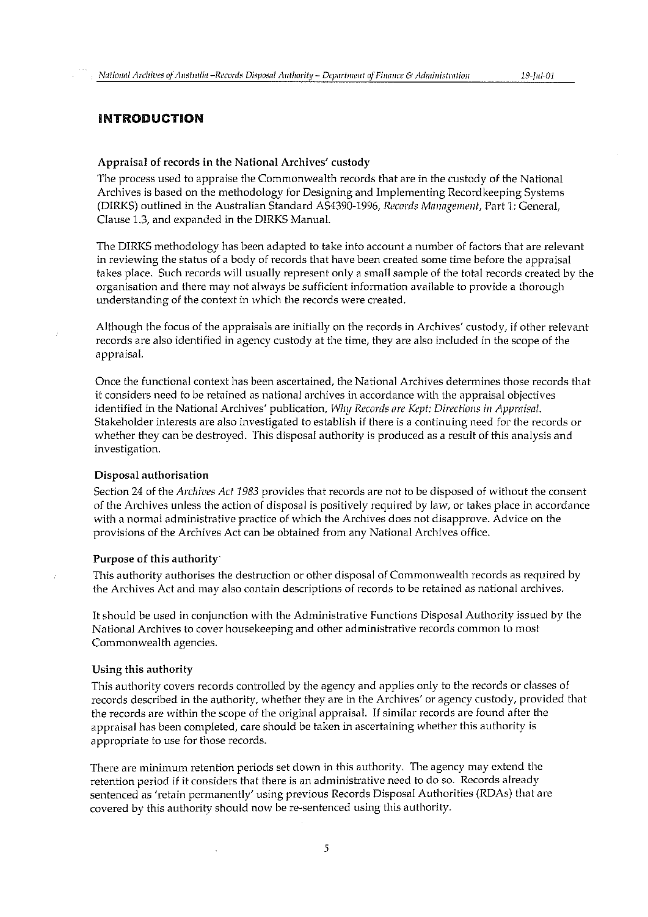# INTRODUCTION

### Appraisal of records in the National Archives' custody

The process used to appraise the Commonwealth records that are in the custody of the National Archives is based on the methodology for Designing and Implementing Recordkeeping Systems (DIRKS) outlined in the Australian Standard AS4390-1996, *Records Management*, Part 1: General, Clause 1.3, and expanded in the DIRKS Manual.

The DIRKS methodology has been adapted to take into account a number of factors that are relevant in reviewing the status of a body of records that have been created some time before the appraisal takes place. Such records will usually represent only a small sample of the total records created by the organisation and there may not always be sufficient information available to provide a thorough understanding of the context in which the records were created.

Although the focus of the appraisals are initially on the records in Archives' custody, if other relevant records are also identified in agency custody at the time, they are also included in the scope of the appraisal.

Once the functional context has been ascertained, the National Archives determines those records that it considers need to be retained as national archives in accordance with the appraisal objectives identified in the National Archives' publication, *Why Records are Kept: Directions in Appraisal*. Stakeholder interests are also investigated to establish if there is a continuing need for the records or whether they can be destroyed. This disposal authority is produced as a result of this analysis and investigation.

### Disposal authorisation

Section 24 of the *Archives Act 1983* provides that records are not to be disposed of without the consent of the Archives unless the action of disposal is positively required by law, or takes place in accordance with a normal administrative practice of which the Archives does not disapprove. Advice on the provisions of the Archives Act can be obtained from any National Archives office.

### Purpose of this authority

This authority authorises the destruction or other disposal of Commonwealth records as required by the Archives Act and may also contain descriptions of records to be retained as national archives.

It should be used in conjunction with the Administrative Functions Disposal Authority issued by the National Archives to cover housekeeping and other administrative records common to most Commonwealth agencies.

### Using this authority

This authority covers records controlled by the agency and applies only to the records or classes of records described in the authority, whether they are in the Archives' or agency custody, provided that the records are within the scope of the original appraisal. If similar records are found after the appraisal has been completed, care should be taken in ascertaining whether this authority is appropriate to use for those records.

There are minimum retention periods set down in this authority. The agency may extend the retention period if it considers that there is an administrative need to do so. Records already sentenced as 'retain permanently' using previous Records Disposal Authorities (RDAs) that are covered by this authority should now be re-sentenced using this authority.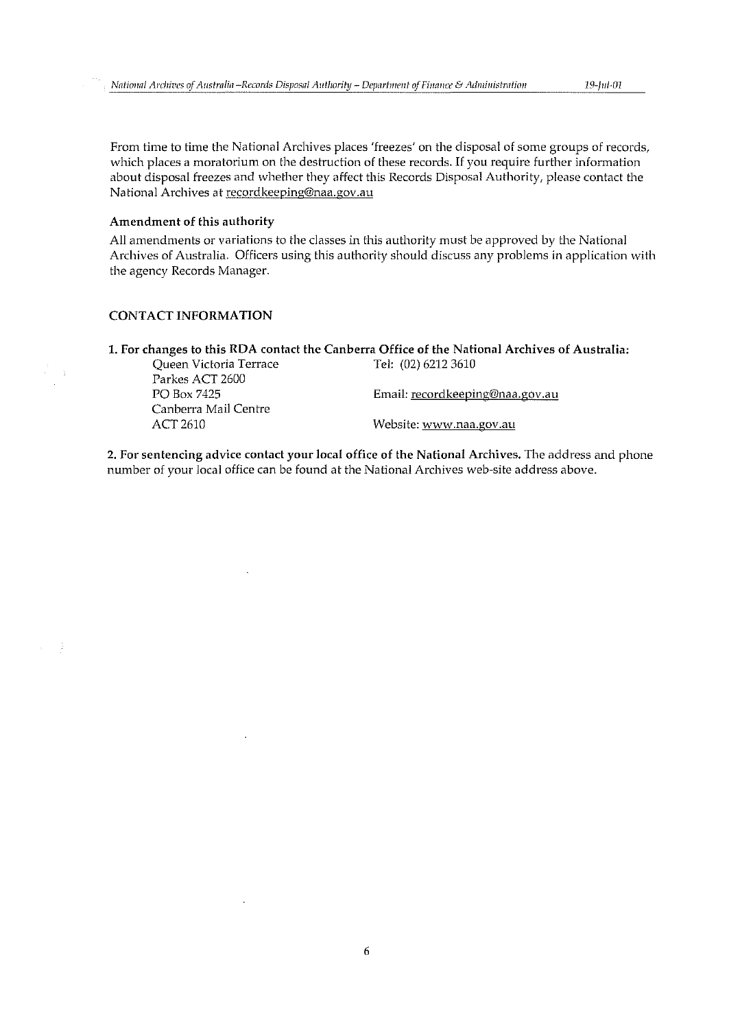From time to time the National Archives places 'freezes' on the disposal of some groups of records, which places a moratorium on the destruction of these records. If you require further information about disposal freezes and whether they affect this Records Disposal Authority, please contact the National Archives at recordkeeping@naa.gov.au

**Amendment of this authority**

All amendments or variations to the classes in this authority must be approved by the National Archives of Australia. Officers using this authority should discuss any problems in application with the agency Records Manager.

## CONTACT INFORMATION

**1. For changes to this RDA contact the Canberra Office of the National Archives of Australia:**

| | |
|---|---|
| Queen Victoria Terrace | Tel: (02) 6212 3610 |
| Parkes ACT 2600 | |
| PO Box 7425 | Email: recordkeeping@naa.gov.au |
| Canberra Mail Centre | |
| ACT 2610 | Website: www.naa.gov.au |

**2. For sentencing advice contact your local office of the National Archives.** The address and phone number of your local office can be found at the National Archives web-site address above.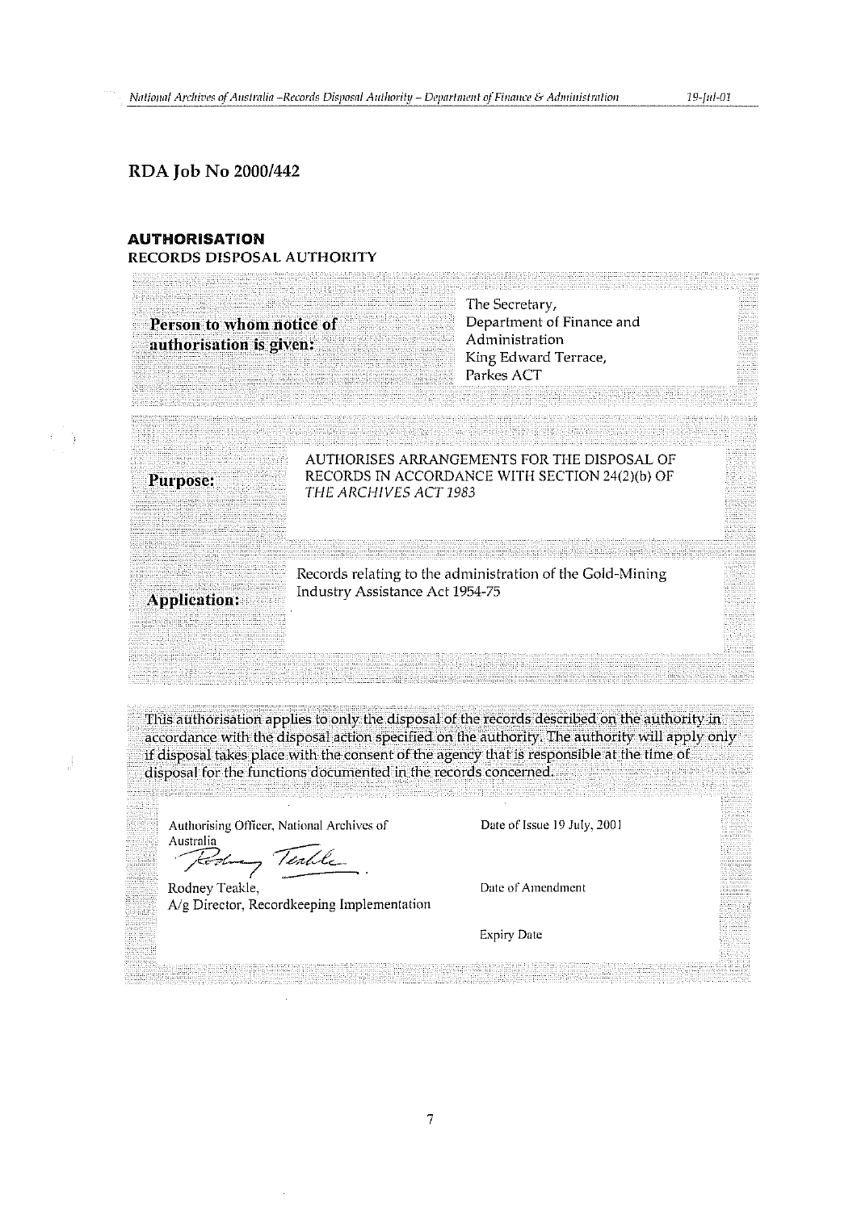## RDA Job No 2000/442

### AUTHORISATION

**RECORDS DISPOSAL AUTHORITY**

| | |
|---|---|
| **Person to whom notice of authorisation is given:** | The Secretary,<br>Department of Finance and Administration<br>King Edward Terrace,<br>Parkes ACT |

| | |
|---|---|
| **Purpose:** | AUTHORISES ARRANGEMENTS FOR THE DISPOSAL OF RECORDS IN ACCORDANCE WITH SECTION 24(2)(b) OF *THE ARCHIVES ACT 1983* |
| **Application:** | Records relating to the administration of the Gold-Mining Industry Assistance Act 1954-75 |

This authorisation applies to only the disposal of the records described on the authority in accordance with the disposal action specified on the authority. The authority will apply only if disposal takes place with the consent of the agency that is responsible at the time of disposal for the functions documented in the records concerned.

| | |
|---|---|
| Authorising Officer, National Archives of Australia<br>*Rodney Teakle*<br>Rodney Teakle,<br>A/g Director, Recordkeeping Implementation | Date of Issue 19 July, 2001<br><br>Date of Amendment<br><br>Expiry Date |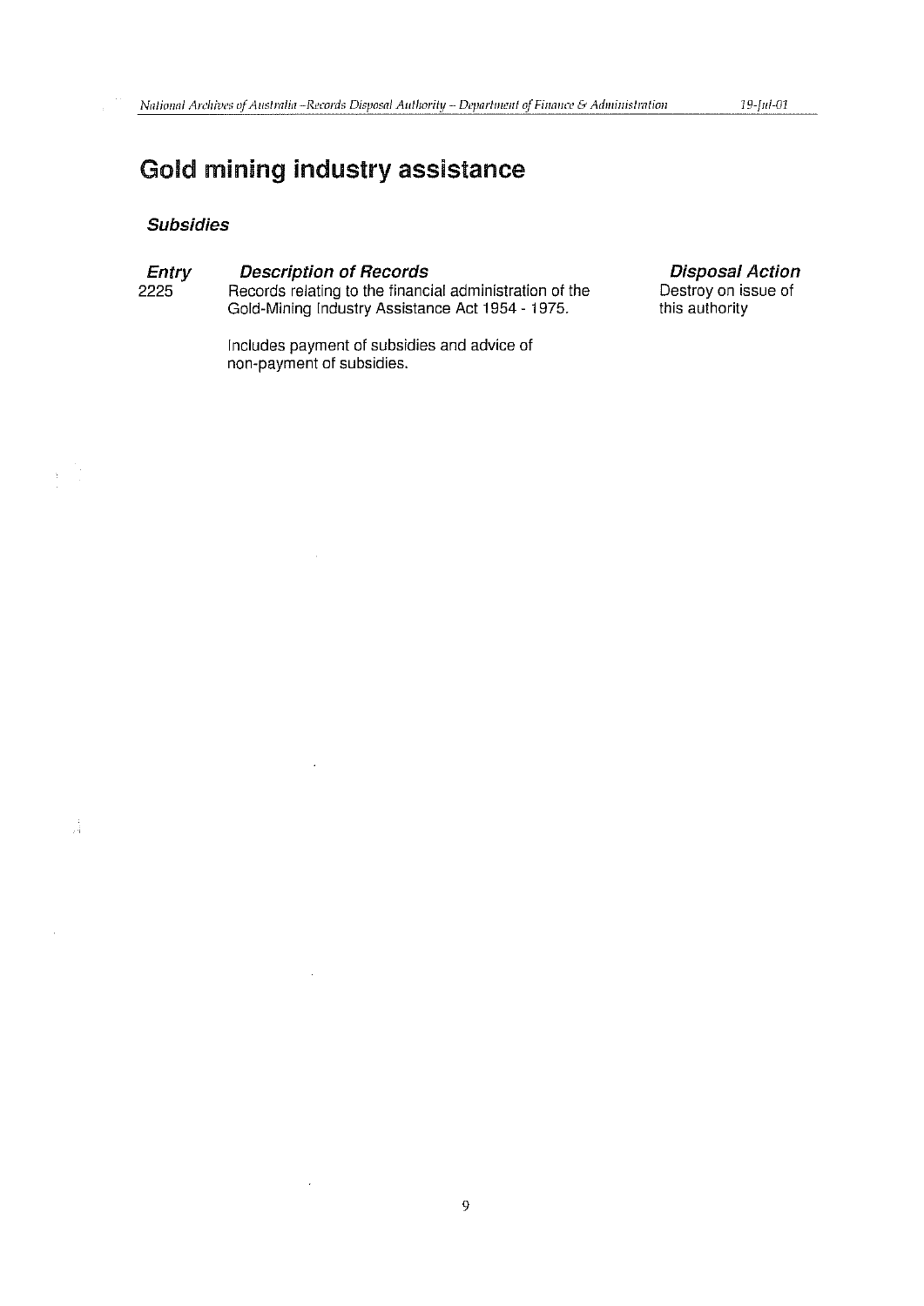# Gold mining industry assistance

### *Subsidies*

| *Entry* | *Description of Records* | *Disposal Action* |
|---|---|---|
| 2225 | Records relating to the financial administration of the Gold-Mining Industry Assistance Act 1954 - 1975.<br><br>Includes payment of subsidies and advice of non-payment of subsidies. | Destroy on issue of this authority |